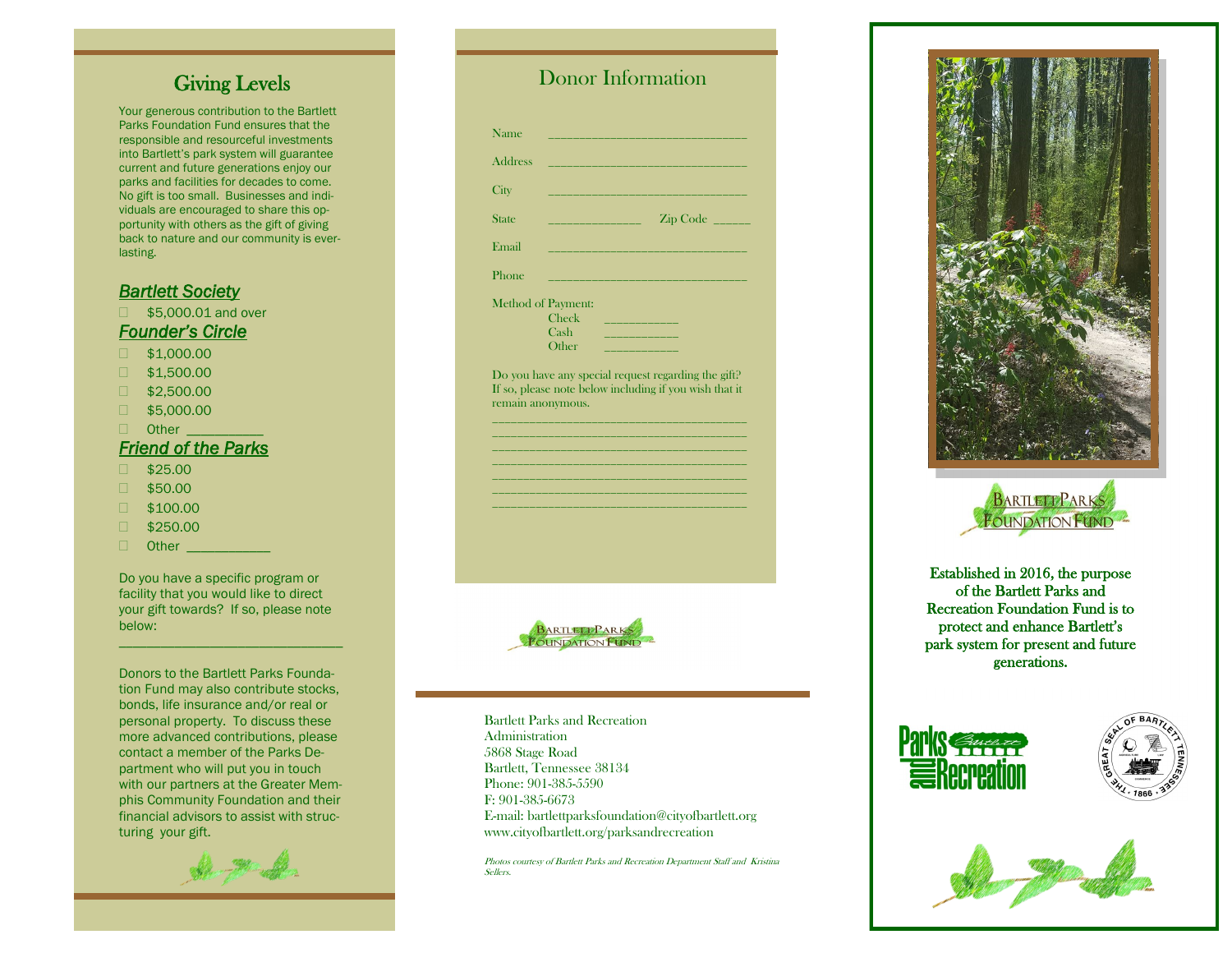## Giving Levels

Your generous contribution to the Bartlett Parks Foundation Fund ensures that the responsible and resourceful investments into Bartlett's park system will guarantee current and future generations enjoy our parks and facilities for decades to come. No gift is too small. Businesses and individuals are encouraged to share this opportunity with others as the gift of giving back to nature and our community is everlasting.

### *Bartlett Society*

- ☐ $5,000.01 and over

### *Founder's Circle*

- ☐ $1,000.00
- ☐ $1,500.00
- ☐ $2,500.00
- ☐ $5,000.00
- ☐ Other __________

### *Friend of the Parks*

- ☐ $25.00
- ☐ $50.00
- ☐ $100.00
- ☐ $250.00
- ☐ Other ___________

Do you have a specific program or facility that you would like to direct your gift towards? If so, please note below:

______________________________

Donors to the Bartlett Parks Foundation Fund may also contribute stocks, bonds, life insurance and/or real or personal property. To discuss these more advanced contributions, please contact a member of the Parks Department who will put you in touch with our partners at the Greater Memphis Community Foundation and their financial advisors to assist with structuring your gift.

## Donor Information

Name ________________________________

Address ________________________________

City ________________________________

State _______________ Zip Code ______

Email ________________________________

Phone ________________________________

Method of Payment:
- Check ___________
- Cash ___________
- Other ___________

Do you have any special request regarding the gift? If so, please note below including if you wish that it remain anonymous.

________________________________________
________________________________________
________________________________________
________________________________________
________________________________________
________________________________________
________________________________________

Bartlett Parks Foundation Fund

Bartlett Parks and Recreation
Administration
5868 Stage Road
Bartlett, Tennessee 38134
Phone: 901-385-5590
F: 901-385-6673
E-mail: bartlettparksfoundation@cityofbartlett.org
www.cityofbartlett.org/parksandrecreation

*Photos courtesy of Bartlett Parks and Recreation Department Staff and Kristina Sellers.*

Bartlett Parks Foundation Fund

**Established in 2016, the purpose of the Bartlett Parks and Recreation Foundation Fund is to protect and enhance Bartlett's park system for present and future generations.**

Parks and Recreation Bartlett

The Great Seal of Bartlett Tennessee · 1866 ·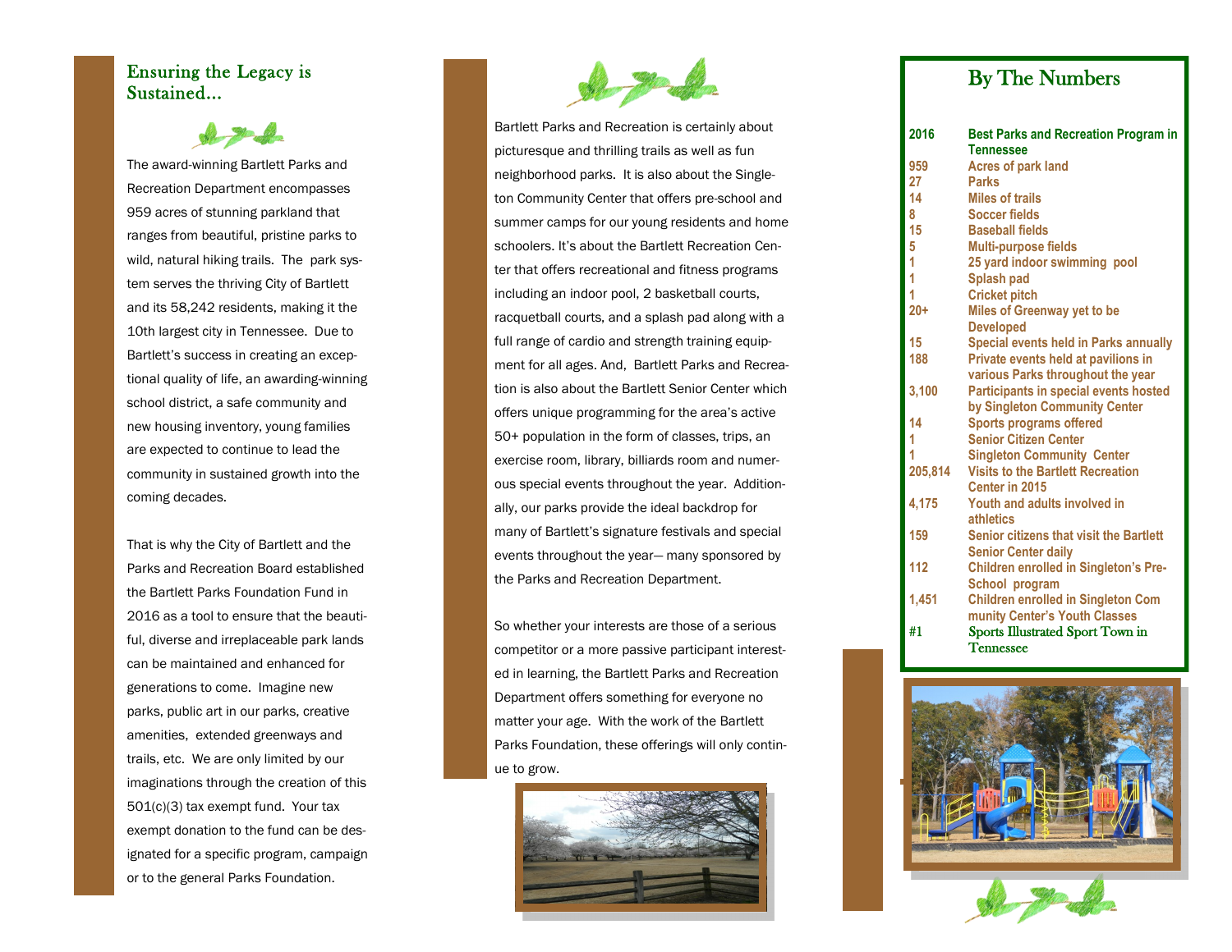## Ensuring the Legacy is Sustained…

The award-winning Bartlett Parks and Recreation Department encompasses 959 acres of stunning parkland that ranges from beautiful, pristine parks to wild, natural hiking trails. The park system serves the thriving City of Bartlett and its 58,242 residents, making it the 10th largest city in Tennessee. Due to Bartlett's success in creating an exceptional quality of life, an awarding-winning school district, a safe community and new housing inventory, young families are expected to continue to lead the community in sustained growth into the coming decades.

That is why the City of Bartlett and the Parks and Recreation Board established the Bartlett Parks Foundation Fund in 2016 as a tool to ensure that the beautiful, diverse and irreplaceable park lands can be maintained and enhanced for generations to come. Imagine new parks, public art in our parks, creative amenities, extended greenways and trails, etc. We are only limited by our imaginations through the creation of this 501(c)(3) tax exempt fund. Your tax exempt donation to the fund can be designated for a specific program, campaign or to the general Parks Foundation.

Bartlett Parks and Recreation is certainly about picturesque and thrilling trails as well as fun neighborhood parks. It is also about the Singleton Community Center that offers pre-school and summer camps for our young residents and home schoolers. It's about the Bartlett Recreation Center that offers recreational and fitness programs including an indoor pool, 2 basketball courts, racquetball courts, and a splash pad along with a full range of cardio and strength training equipment for all ages. And, Bartlett Parks and Recreation is also about the Bartlett Senior Center which offers unique programming for the area's active 50+ population in the form of classes, trips, an exercise room, library, billiards room and numerous special events throughout the year. Additionally, our parks provide the ideal backdrop for many of Bartlett's signature festivals and special events throughout the year— many sponsored by the Parks and Recreation Department.

So whether your interests are those of a serious competitor or a more passive participant interested in learning, the Bartlett Parks and Recreation Department offers something for everyone no matter your age. With the work of the Bartlett Parks Foundation, these offerings will only continue to grow.

## By The Numbers

| | |
|---|---|
| **2016** | **Best Parks and Recreation Program in Tennessee** |
| **959** | **Acres of park land** |
| **27** | **Parks** |
| **14** | **Miles of trails** |
| **8** | **Soccer fields** |
| **15** | **Baseball fields** |
| **5** | **Multi-purpose fields** |
| **1** | **25 yard indoor swimming pool** |
| **1** | **Splash pad** |
| **1** | **Cricket pitch** |
| **20+** | **Miles of Greenway yet to be Developed** |
| **15** | **Special events held in Parks annually** |
| **188** | **Private events held at pavilions in various Parks throughout the year** |
| **3,100** | **Participants in special events hosted by Singleton Community Center** |
| **14** | **Sports programs offered** |
| **1** | **Senior Citizen Center** |
| **1** | **Singleton Community Center** |
| **205,814** | **Visits to the Bartlett Recreation Center in 2015** |
| **4,175** | **Youth and adults involved in athletics** |
| **159** | **Senior citizens that visit the Bartlett Senior Center daily** |
| **112** | **Children enrolled in Singleton's Pre-School program** |
| **1,451** | **Children enrolled in Singleton Community Center's Youth Classes** |
| #1 | Sports Illustrated Sport Town in Tennessee |